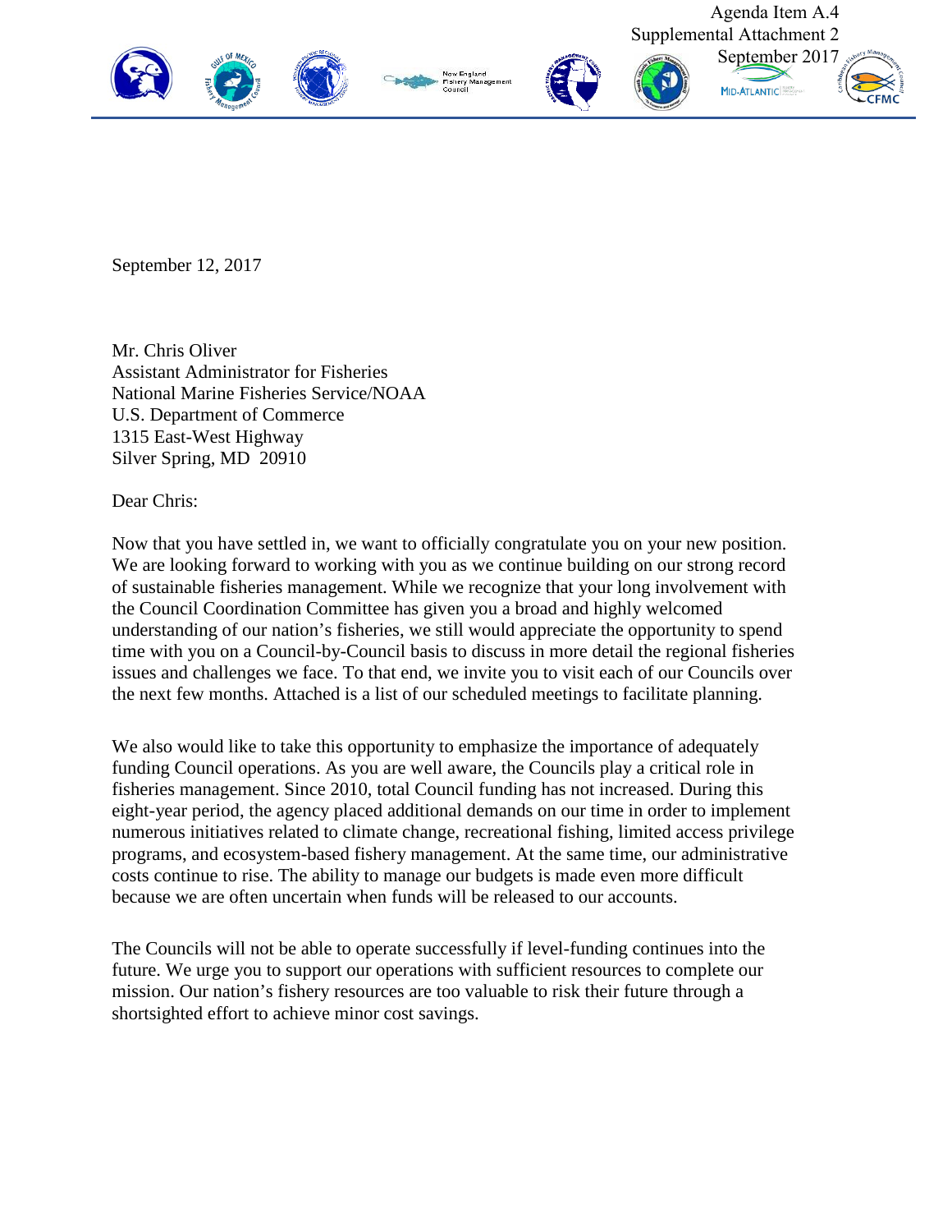Agenda Item A.4
Supplemental Attachment 2
September 2017

September 12, 2017

Mr. Chris Oliver
Assistant Administrator for Fisheries
National Marine Fisheries Service/NOAA
U.S. Department of Commerce
1315 East-West Highway
Silver Spring, MD 20910

Dear Chris:

Now that you have settled in, we want to officially congratulate you on your new position. We are looking forward to working with you as we continue building on our strong record of sustainable fisheries management. While we recognize that your long involvement with the Council Coordination Committee has given you a broad and highly welcomed understanding of our nation's fisheries, we still would appreciate the opportunity to spend time with you on a Council-by-Council basis to discuss in more detail the regional fisheries issues and challenges we face. To that end, we invite you to visit each of our Councils over the next few months. Attached is a list of our scheduled meetings to facilitate planning.

We also would like to take this opportunity to emphasize the importance of adequately funding Council operations. As you are well aware, the Councils play a critical role in fisheries management. Since 2010, total Council funding has not increased. During this eight-year period, the agency placed additional demands on our time in order to implement numerous initiatives related to climate change, recreational fishing, limited access privilege programs, and ecosystem-based fishery management. At the same time, our administrative costs continue to rise. The ability to manage our budgets is made even more difficult because we are often uncertain when funds will be released to our accounts.

The Councils will not be able to operate successfully if level-funding continues into the future. We urge you to support our operations with sufficient resources to complete our mission. Our nation's fishery resources are too valuable to risk their future through a shortsighted effort to achieve minor cost savings.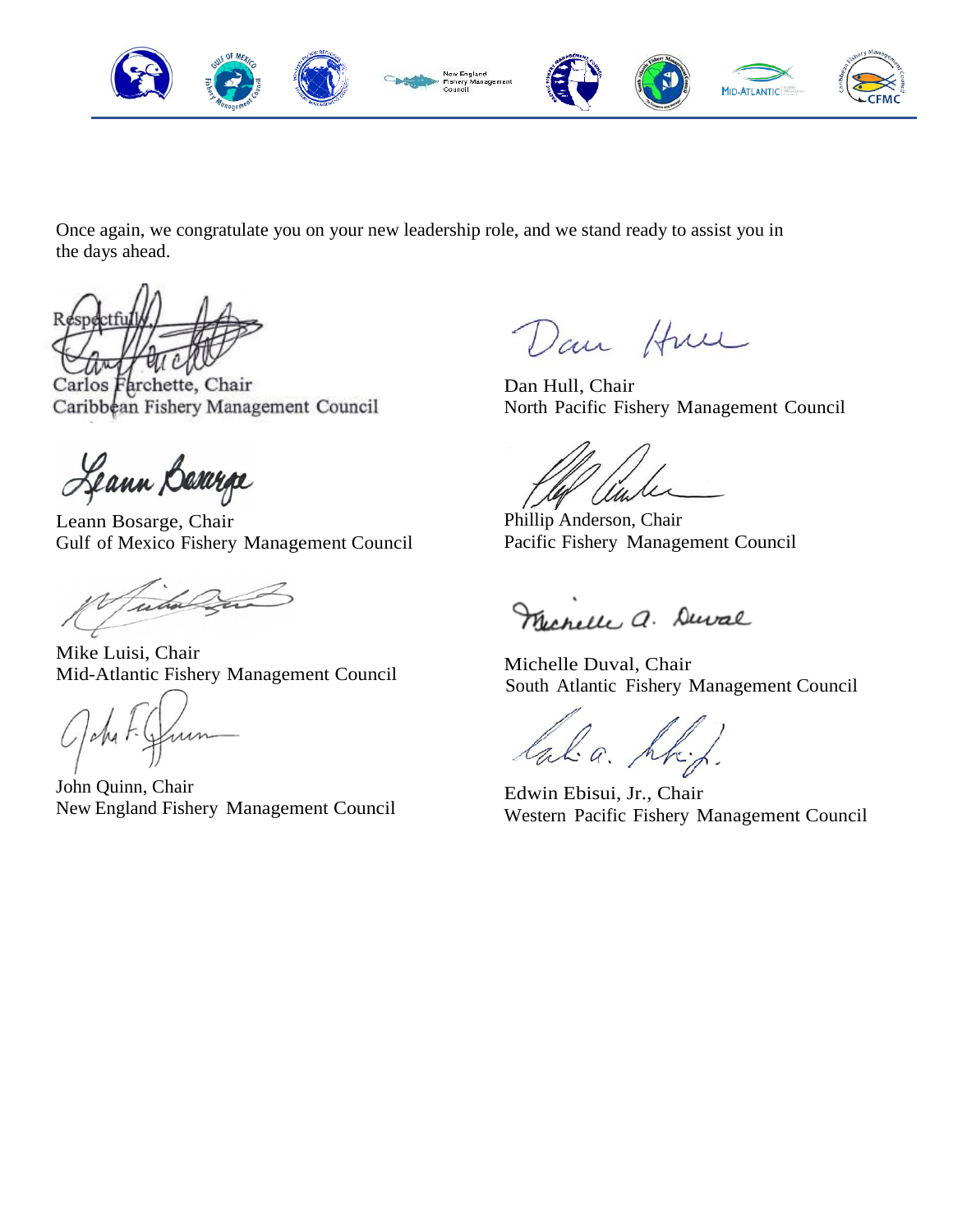Once again, we congratulate you on your new leadership role, and we stand ready to assist you in the days ahead.

Respectfully,

Carlos Farchette, Chair
Caribbean Fishery Management Council

Dan Hull, Chair
North Pacific Fishery Management Council

Leann Bosarge, Chair
Gulf of Mexico Fishery Management Council

Phillip Anderson, Chair
Pacific Fishery Management Council

Mike Luisi, Chair
Mid-Atlantic Fishery Management Council

Michelle Duval, Chair
South Atlantic Fishery Management Council

John Quinn, Chair
New England Fishery Management Council

Edwin Ebisui, Jr., Chair
Western Pacific Fishery Management Council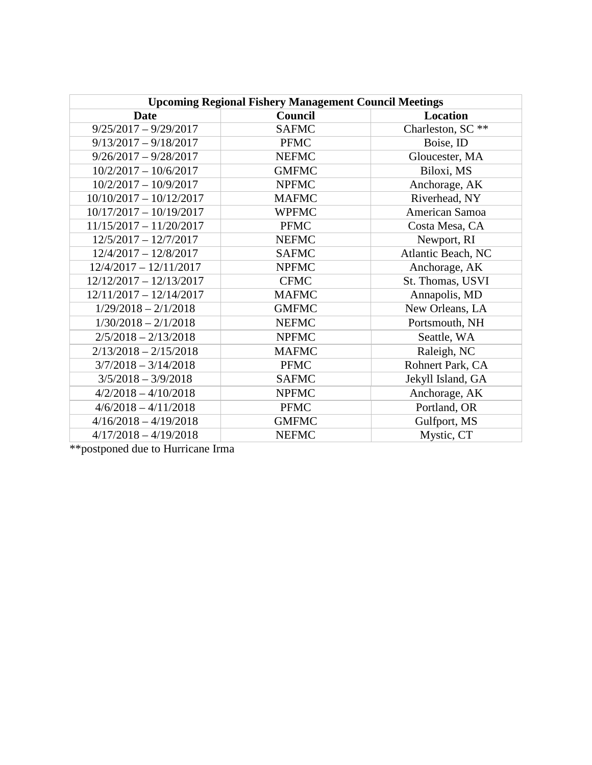| Upcoming Regional Fishery Management Council Meetings | | |
|---|---|---|
| **Date** | **Council** | **Location** |
| 9/25/2017 – 9/29/2017 | SAFMC | Charleston, SC ** |
| 9/13/2017 – 9/18/2017 | PFMC | Boise, ID |
| 9/26/2017 – 9/28/2017 | NEFMC | Gloucester, MA |
| 10/2/2017 – 10/6/2017 | GMFMC | Biloxi, MS |
| 10/2/2017 – 10/9/2017 | NPFMC | Anchorage, AK |
| 10/10/2017 – 10/12/2017 | MAFMC | Riverhead, NY |
| 10/17/2017 – 10/19/2017 | WPFMC | American Samoa |
| 11/15/2017 – 11/20/2017 | PFMC | Costa Mesa, CA |
| 12/5/2017 – 12/7/2017 | NEFMC | Newport, RI |
| 12/4/2017 – 12/8/2017 | SAFMC | Atlantic Beach, NC |
| 12/4/2017 – 12/11/2017 | NPFMC | Anchorage, AK |
| 12/12/2017 – 12/13/2017 | CFMC | St. Thomas, USVI |
| 12/11/2017 – 12/14/2017 | MAFMC | Annapolis, MD |
| 1/29/2018 – 2/1/2018 | GMFMC | New Orleans, LA |
| 1/30/2018 – 2/1/2018 | NEFMC | Portsmouth, NH |
| 2/5/2018 – 2/13/2018 | NPFMC | Seattle, WA |
| 2/13/2018 – 2/15/2018 | MAFMC | Raleigh, NC |
| 3/7/2018 – 3/14/2018 | PFMC | Rohnert Park, CA |
| 3/5/2018 – 3/9/2018 | SAFMC | Jekyll Island, GA |
| 4/2/2018 – 4/10/2018 | NPFMC | Anchorage, AK |
| 4/6/2018 – 4/11/2018 | PFMC | Portland, OR |
| 4/16/2018 – 4/19/2018 | GMFMC | Gulfport, MS |
| 4/17/2018 – 4/19/2018 | NEFMC | Mystic, CT |

**postponed due to Hurricane Irma